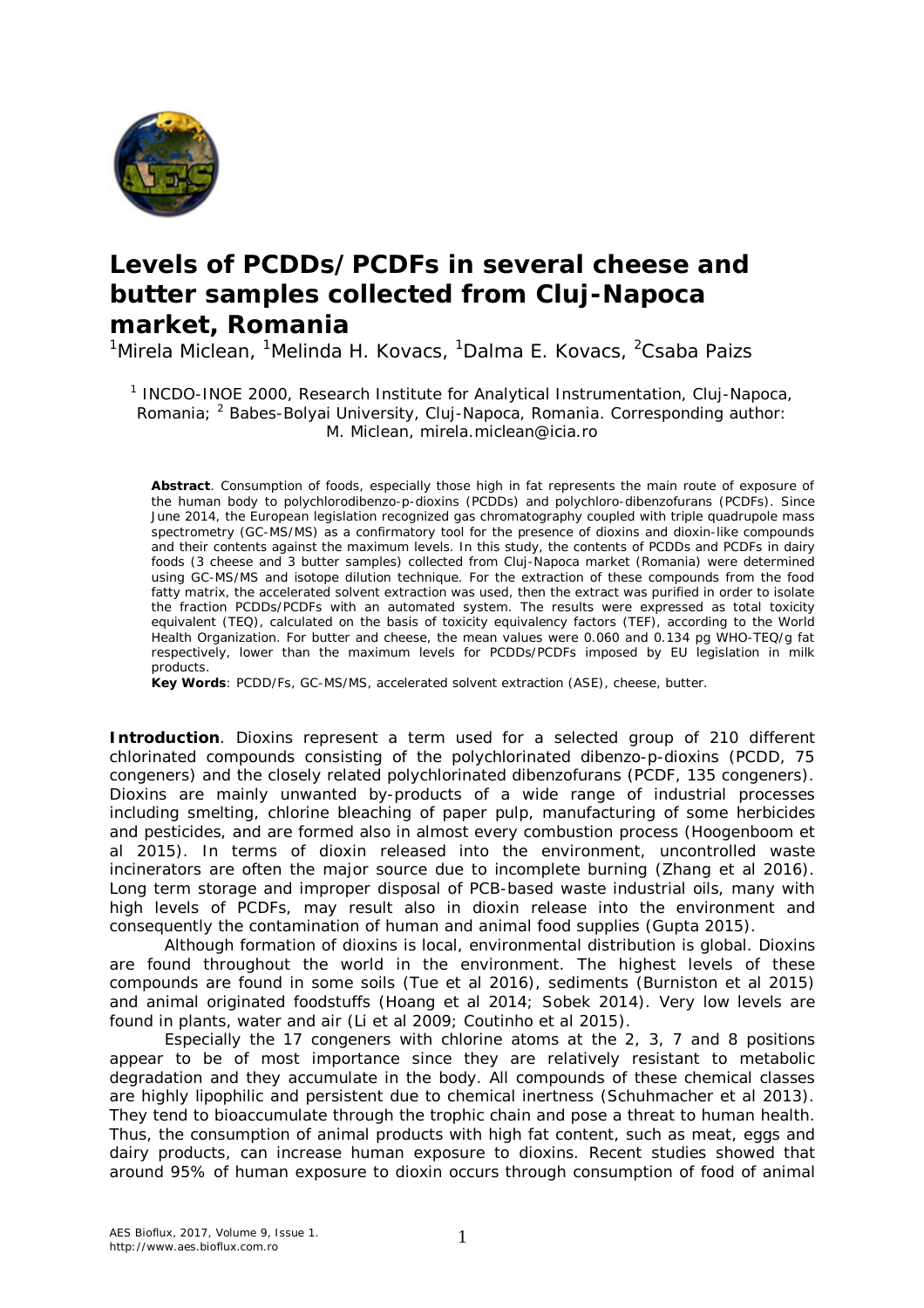# Levels of PCDDs/PCDFs in several cheese and butter samples collected from Cluj-Napoca market, Romania

[1]Mirela Miclean, [1]Melinda H. Kovacs, [1]Dalma E. Kovacs, [2]Csaba Paizs

[1] INCDO-INOE 2000, Research Institute for Analytical Instrumentation, Cluj-Napoca, Romania; [2] Babes-Bolyai University, Cluj-Napoca, Romania. Corresponding author: M. Miclean, mirela.miclean@icia.ro

**Abstract**. Consumption of foods, especially those high in fat represents the main route of exposure of the human body to polychlorodibenzo-p-dioxins (PCDDs) and polychloro-dibenzofurans (PCDFs). Since June 2014, the European legislation recognized gas chromatography coupled with triple quadrupole mass spectrometry (GC-MS/MS) as a confirmatory tool for the presence of dioxins and dioxin-like compounds and their contents against the maximum levels. In this study, the contents of PCDDs and PCDFs in dairy foods (3 cheese and 3 butter samples) collected from Cluj-Napoca market (Romania) were determined using GC-MS/MS and isotope dilution technique. For the extraction of these compounds from the food fatty matrix, the accelerated solvent extraction was used, then the extract was purified in order to isolate the fraction PCDDs/PCDFs with an automated system. The results were expressed as total toxicity equivalent (TEQ), calculated on the basis of toxicity equivalency factors (TEF), according to the World Health Organization. For butter and cheese, the mean values were 0.060 and 0.134 pg WHO-TEQ/g fat respectively, lower than the maximum levels for PCDDs/PCDFs imposed by EU legislation in milk products.

**Key Words**: PCDD/Fs, GC-MS/MS, accelerated solvent extraction (ASE), cheese, butter.

**Introduction**. Dioxins represent a term used for a selected group of 210 different chlorinated compounds consisting of the polychlorinated dibenzo-p-dioxins (PCDD, 75 congeners) and the closely related polychlorinated dibenzofurans (PCDF, 135 congeners). Dioxins are mainly unwanted by-products of a wide range of industrial processes including smelting, chlorine bleaching of paper pulp, manufacturing of some herbicides and pesticides, and are formed also in almost every combustion process (Hoogenboom et al 2015). In terms of dioxin released into the environment, uncontrolled waste incinerators are often the major source due to incomplete burning (Zhang et al 2016). Long term storage and improper disposal of PCB-based waste industrial oils, many with high levels of PCDFs, may result also in dioxin release into the environment and consequently the contamination of human and animal food supplies (Gupta 2015).

Although formation of dioxins is local, environmental distribution is global. Dioxins are found throughout the world in the environment. The highest levels of these compounds are found in some soils (Tue et al 2016), sediments (Burniston et al 2015) and animal originated foodstuffs (Hoang et al 2014; Sobek 2014). Very low levels are found in plants, water and air (Li et al 2009; Coutinho et al 2015).

Especially the 17 congeners with chlorine atoms at the 2, 3, 7 and 8 positions appear to be of most importance since they are relatively resistant to metabolic degradation and they accumulate in the body. All compounds of these chemical classes are highly lipophilic and persistent due to chemical inertness (Schuhmacher et al 2013). They tend to bioaccumulate through the trophic chain and pose a threat to human health. Thus, the consumption of animal products with high fat content, such as meat, eggs and dairy products, can increase human exposure to dioxins. Recent studies showed that around 95% of human exposure to dioxin occurs through consumption of food of animal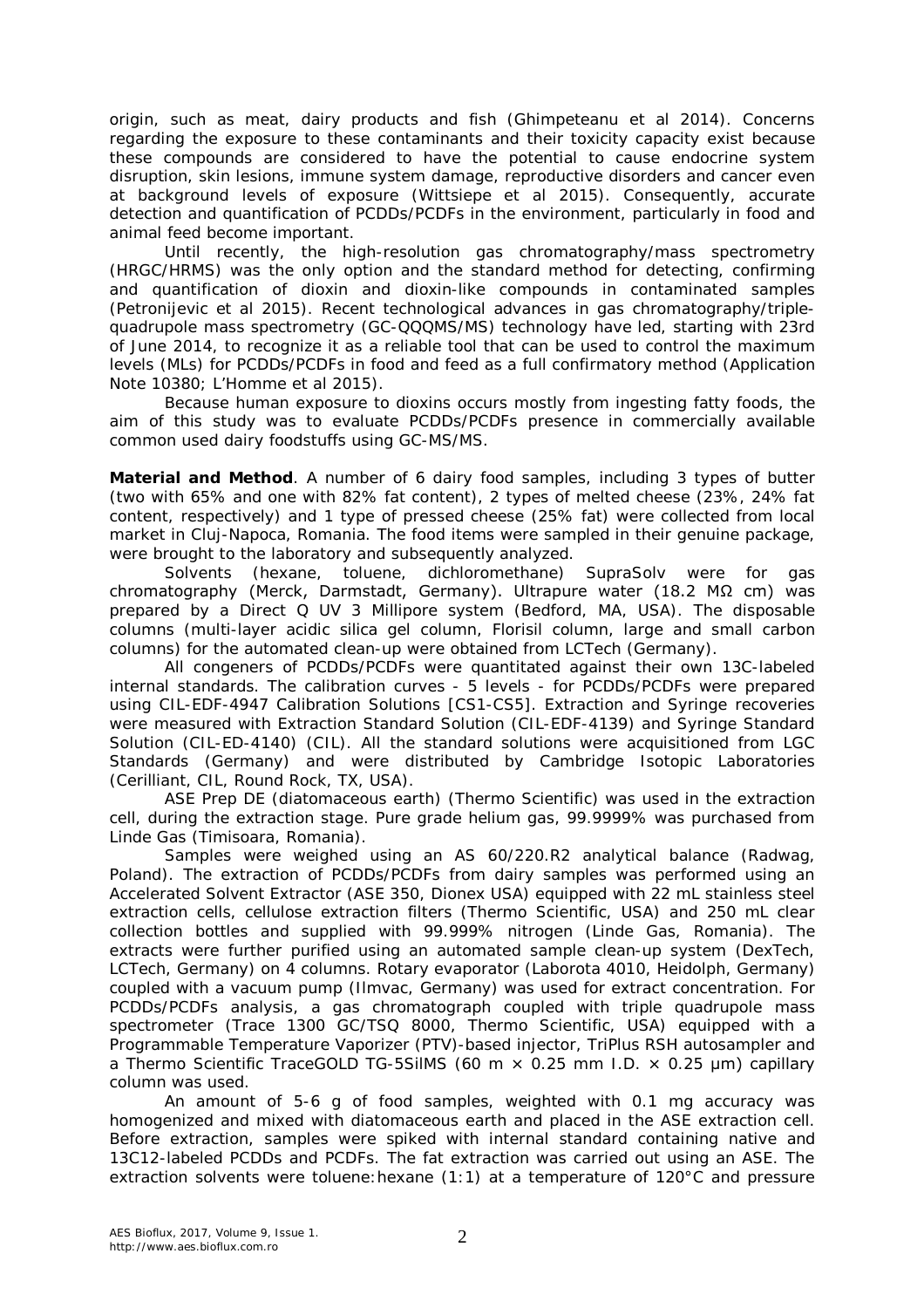origin, such as meat, dairy products and fish (Ghimpeteanu et al 2014). Concerns regarding the exposure to these contaminants and their toxicity capacity exist because these compounds are considered to have the potential to cause endocrine system disruption, skin lesions, immune system damage, reproductive disorders and cancer even at background levels of exposure (Wittsiepe et al 2015). Consequently, accurate detection and quantification of PCDDs/PCDFs in the environment, particularly in food and animal feed become important.

Until recently, the high-resolution gas chromatography/mass spectrometry (HRGC/HRMS) was the only option and the standard method for detecting, confirming and quantification of dioxin and dioxin-like compounds in contaminated samples (Petronijevic et al 2015). Recent technological advances in gas chromatography/triple-quadrupole mass spectrometry (GC-QQQMS/MS) technology have led, starting with 23rd of June 2014, to recognize it as a reliable tool that can be used to control the maximum levels (MLs) for PCDDs/PCDFs in food and feed as a full confirmatory method (Application Note 10380; L'Homme et al 2015).

Because human exposure to dioxins occurs mostly from ingesting fatty foods, the aim of this study was to evaluate PCDDs/PCDFs presence in commercially available common used dairy foodstuffs using GC-MS/MS.

**Material and Method**. A number of 6 dairy food samples, including 3 types of butter (two with 65% and one with 82% fat content), 2 types of melted cheese (23%, 24% fat content, respectively) and 1 type of pressed cheese (25% fat) were collected from local market in Cluj-Napoca, Romania. The food items were sampled in their genuine package, were brought to the laboratory and subsequently analyzed.

Solvents (hexane, toluene, dichloromethane) SupraSolv were for gas chromatography (Merck, Darmstadt, Germany). Ultrapure water (18.2 MΩ cm) was prepared by a Direct Q UV 3 Millipore system (Bedford, MA, USA). The disposable columns (multi-layer acidic silica gel column, Florisil column, large and small carbon columns) for the automated clean-up were obtained from LCTech (Germany).

All congeners of PCDDs/PCDFs were quantitated against their own 13C-labeled internal standards. The calibration curves - 5 levels - for PCDDs/PCDFs were prepared using CIL-EDF-4947 Calibration Solutions [CS1-CS5]. Extraction and Syringe recoveries were measured with Extraction Standard Solution (CIL-EDF-4139) and Syringe Standard Solution (CIL-ED-4140) (CIL). All the standard solutions were acquisitioned from LGC Standards (Germany) and were distributed by Cambridge Isotopic Laboratories (Cerilliant, CIL, Round Rock, TX, USA).

ASE Prep DE (diatomaceous earth) (Thermo Scientific) was used in the extraction cell, during the extraction stage. Pure grade helium gas, 99.9999% was purchased from Linde Gas (Timisoara, Romania).

Samples were weighed using an AS 60/220.R2 analytical balance (Radwag, Poland). The extraction of PCDDs/PCDFs from dairy samples was performed using an Accelerated Solvent Extractor (ASE 350, Dionex USA) equipped with 22 mL stainless steel extraction cells, cellulose extraction filters (Thermo Scientific, USA) and 250 mL clear collection bottles and supplied with 99.999% nitrogen (Linde Gas, Romania). The extracts were further purified using an automated sample clean-up system (DexTech, LCTech, Germany) on 4 columns. Rotary evaporator (Laborota 4010, Heidolph, Germany) coupled with a vacuum pump (Ilmvac, Germany) was used for extract concentration. For PCDDs/PCDFs analysis, a gas chromatograph coupled with triple quadrupole mass spectrometer (Trace 1300 GC/TSQ 8000, Thermo Scientific, USA) equipped with a Programmable Temperature Vaporizer (PTV)-based injector, TriPlus RSH autosampler and a Thermo Scientific TraceGOLD TG-5SilMS (60 m × 0.25 mm I.D. × 0.25 μm) capillary column was used.

An amount of 5-6 g of food samples, weighted with 0.1 mg accuracy was homogenized and mixed with diatomaceous earth and placed in the ASE extraction cell. Before extraction, samples were spiked with internal standard containing native and 13C12-labeled PCDDs and PCDFs. The fat extraction was carried out using an ASE. The extraction solvents were toluene:hexane (1:1) at a temperature of 120°C and pressure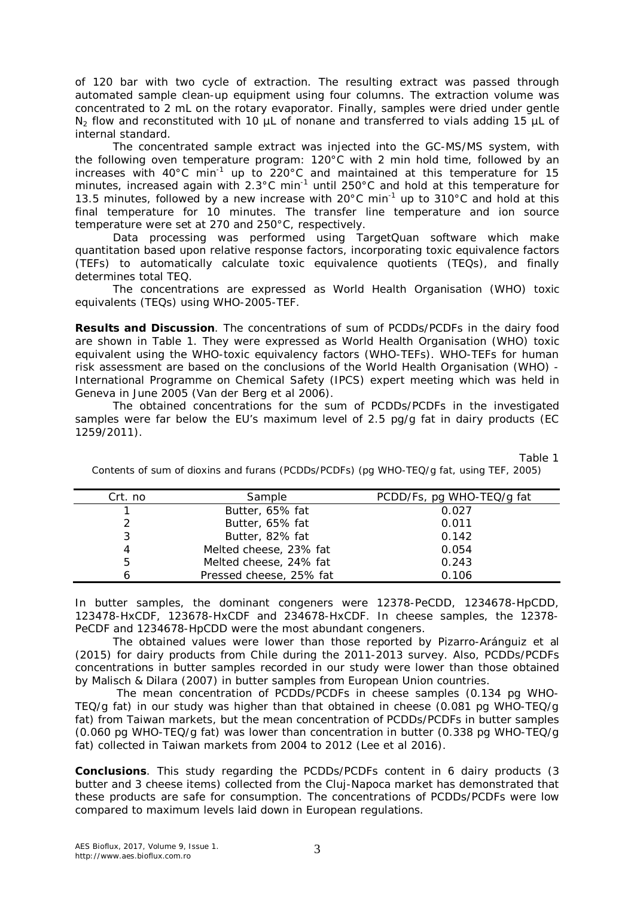of 120 bar with two cycle of extraction. The resulting extract was passed through automated sample clean-up equipment using four columns. The extraction volume was concentrated to 2 mL on the rotary evaporator. Finally, samples were dried under gentle $N_2$ flow and reconstituted with 10 µL of nonane and transferred to vials adding 15 µL of internal standard.

The concentrated sample extract was injected into the GC-MS/MS system, with the following oven temperature program: 120°C with 2 min hold time, followed by an increases with 40°C $min^{-1}$ up to 220°C and maintained at this temperature for 15 minutes, increased again with 2.3°C $min^{-1}$ until 250°C and hold at this temperature for 13.5 minutes, followed by a new increase with 20°C $min^{-1}$ up to 310°C and hold at this final temperature for 10 minutes. The transfer line temperature and ion source temperature were set at 270 and 250°C, respectively.

Data processing was performed using TargetQuan software which make quantitation based upon relative response factors, incorporating toxic equivalence factors (TEFs) to automatically calculate toxic equivalence quotients (TEQs), and finally determines total TEQ.

The concentrations are expressed as World Health Organisation (WHO) toxic equivalents (TEQs) using WHO-2005-TEF.

**Results and Discussion**. The concentrations of sum of PCDDs/PCDFs in the dairy food are shown in Table 1. They were expressed as World Health Organisation (WHO) toxic equivalent using the WHO-toxic equivalency factors (WHO-TEFs). WHO-TEFs for human risk assessment are based on the conclusions of the World Health Organisation (WHO) - International Programme on Chemical Safety (IPCS) expert meeting which was held in Geneva in June 2005 (Van der Berg et al 2006).

The obtained concentrations for the sum of PCDDs/PCDFs in the investigated samples were far below the EU's maximum level of 2.5 pg/g fat in dairy products (EC 1259/2011).

Table 1

Contents of sum of dioxins and furans (PCDDs/PCDFs) (pg WHO-TEQ/g fat, using TEF, 2005)

| Crt. no | Sample | PCDD/Fs, pg WHO-TEQ/g fat |
|---|---|---|
| 1 | Butter, 65% fat | 0.027 |
| 2 | Butter, 65% fat | 0.011 |
| 3 | Butter, 82% fat | 0.142 |
| 4 | Melted cheese, 23% fat | 0.054 |
| 5 | Melted cheese, 24% fat | 0.243 |
| 6 | Pressed cheese, 25% fat | 0.106 |

In butter samples, the dominant congeners were 12378-PeCDD, 1234678-HpCDD, 123478-HxCDF, 123678-HxCDF and 234678-HxCDF. In cheese samples, the 12378-PeCDF and 1234678-HpCDD were the most abundant congeners.

The obtained values were lower than those reported by Pizarro-Aránguiz et al (2015) for dairy products from Chile during the 2011-2013 survey. Also, PCDDs/PCDFs concentrations in butter samples recorded in our study were lower than those obtained by Malisch & Dilara (2007) in butter samples from European Union countries.

The mean concentration of PCDDs/PCDFs in cheese samples (0.134 pg WHO-TEQ/g fat) in our study was higher than that obtained in cheese (0.081 pg WHO-TEQ/g fat) from Taiwan markets, but the mean concentration of PCDDs/PCDFs in butter samples (0.060 pg WHO-TEQ/g fat) was lower than concentration in butter (0.338 pg WHO-TEQ/g fat) collected in Taiwan markets from 2004 to 2012 (Lee et al 2016).

**Conclusions**. This study regarding the PCDDs/PCDFs content in 6 dairy products (3 butter and 3 cheese items) collected from the Cluj-Napoca market has demonstrated that these products are safe for consumption. The concentrations of PCDDs/PCDFs were low compared to maximum levels laid down in European regulations.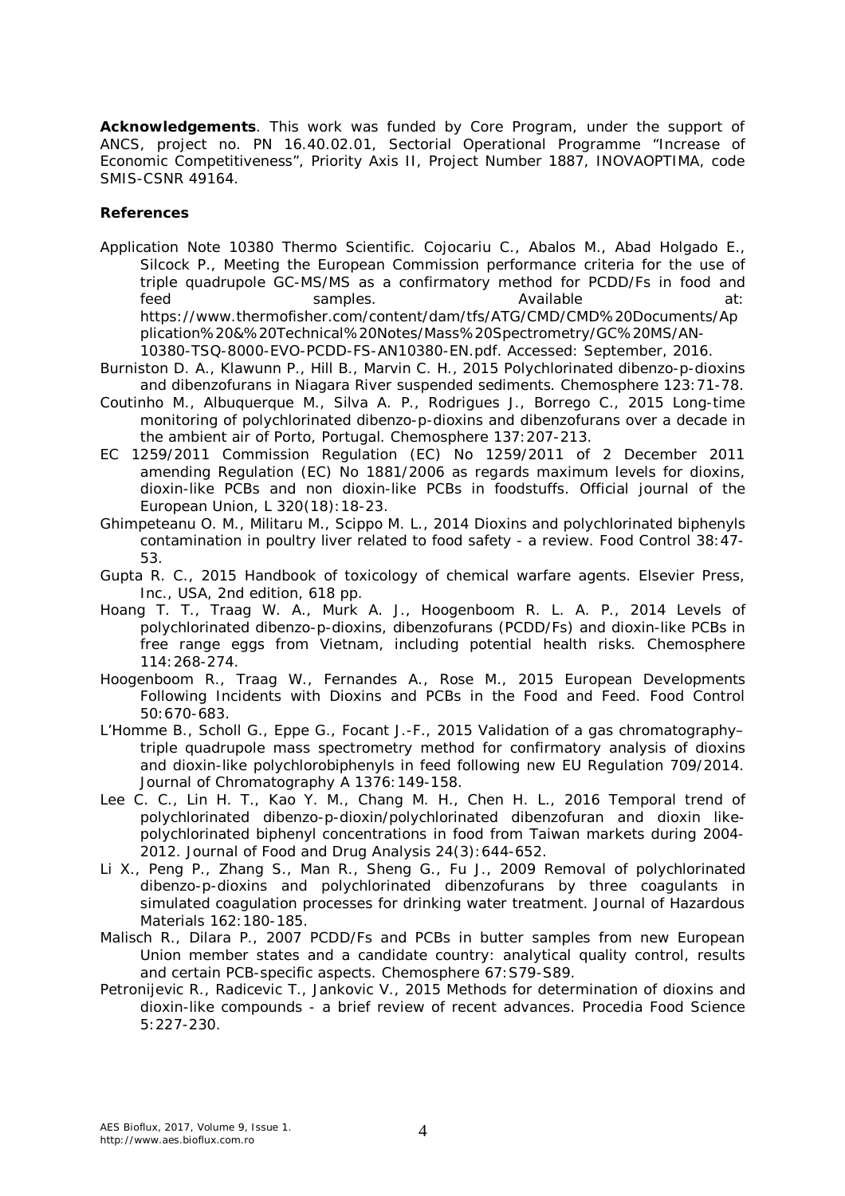**Acknowledgements**. This work was funded by Core Program, under the support of ANCS, project no. PN 16.40.02.01, Sectorial Operational Programme "Increase of Economic Competitiveness", Priority Axis II, Project Number 1887, INOVAOPTIMA, code SMIS-CSNR 49164.

**References**

Application Note 10380 Thermo Scientific. Cojocariu C., Abalos M., Abad Holgado E., Silcock P., Meeting the European Commission performance criteria for the use of triple quadrupole GC-MS/MS as a confirmatory method for PCDD/Fs in food and feed samples. Available at: https://www.thermofisher.com/content/dam/tfs/ATG/CMD/CMD%20Documents/Application%20&%20Technical%20Notes/Mass%20Spectrometry/GC%20MS/AN-10380-TSQ-8000-EVO-PCDD-FS-AN10380-EN.pdf. Accessed: September, 2016.

Burniston D. A., Klawunn P., Hill B., Marvin C. H., 2015 Polychlorinated dibenzo-p-dioxins and dibenzofurans in Niagara River suspended sediments. Chemosphere 123:71-78.

Coutinho M., Albuquerque M., Silva A. P., Rodrigues J., Borrego C., 2015 Long-time monitoring of polychlorinated dibenzo-p-dioxins and dibenzofurans over a decade in the ambient air of Porto, Portugal. Chemosphere 137:207-213.

EC 1259/2011 Commission Regulation (EC) No 1259/2011 of 2 December 2011 amending Regulation (EC) No 1881/2006 as regards maximum levels for dioxins, dioxin-like PCBs and non dioxin-like PCBs in foodstuffs. Official journal of the European Union, L 320(18):18-23.

Ghimpeteanu O. M., Militaru M., Scippo M. L., 2014 Dioxins and polychlorinated biphenyls contamination in poultry liver related to food safety - a review. Food Control 38:47-53.

Gupta R. C., 2015 Handbook of toxicology of chemical warfare agents. Elsevier Press, Inc., USA, 2nd edition, 618 pp.

Hoang T. T., Traag W. A., Murk A. J., Hoogenboom R. L. A. P., 2014 Levels of polychlorinated dibenzo-p-dioxins, dibenzofurans (PCDD/Fs) and dioxin-like PCBs in free range eggs from Vietnam, including potential health risks. Chemosphere 114:268-274.

Hoogenboom R., Traag W., Fernandes A., Rose M., 2015 European Developments Following Incidents with Dioxins and PCBs in the Food and Feed. Food Control 50:670-683.

L'Homme B., Scholl G., Eppe G., Focant J.-F., 2015 Validation of a gas chromatography–triple quadrupole mass spectrometry method for confirmatory analysis of dioxins and dioxin-like polychlorobiphenyls in feed following new EU Regulation 709/2014. Journal of Chromatography A 1376:149-158.

Lee C. C., Lin H. T., Kao Y. M., Chang M. H., Chen H. L., 2016 Temporal trend of polychlorinated dibenzo-p-dioxin/polychlorinated dibenzofuran and dioxin like-polychlorinated biphenyl concentrations in food from Taiwan markets during 2004-2012. Journal of Food and Drug Analysis 24(3):644-652.

Li X., Peng P., Zhang S., Man R., Sheng G., Fu J., 2009 Removal of polychlorinated dibenzo-p-dioxins and polychlorinated dibenzofurans by three coagulants in simulated coagulation processes for drinking water treatment. Journal of Hazardous Materials 162:180-185.

Malisch R., Dilara P., 2007 PCDD/Fs and PCBs in butter samples from new European Union member states and a candidate country: analytical quality control, results and certain PCB-specific aspects. Chemosphere 67:S79-S89.

Petronijevic R., Radicevic T., Jankovic V., 2015 Methods for determination of dioxins and dioxin-like compounds - a brief review of recent advances. Procedia Food Science 5:227-230.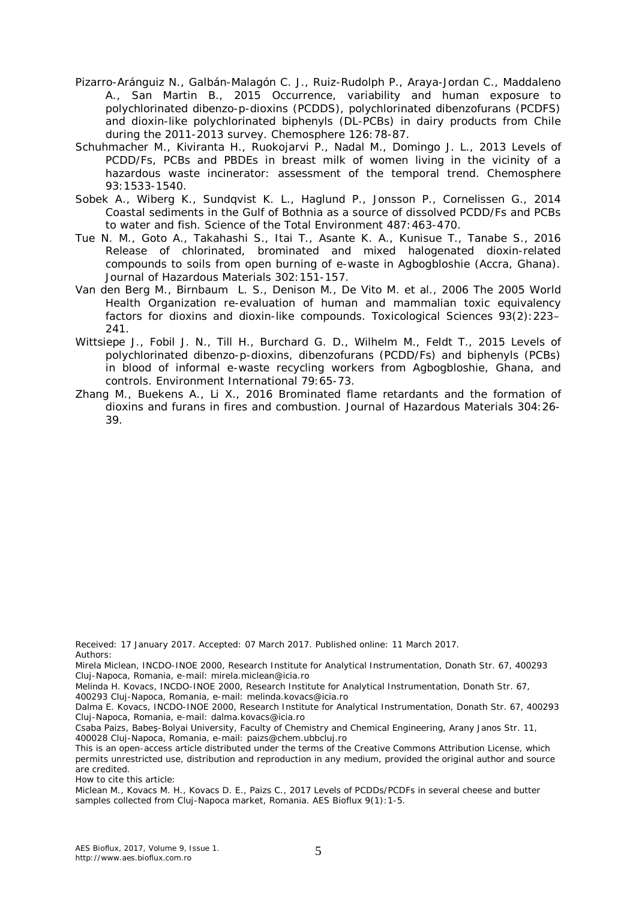Pizarro-Aránguiz N., Galbán-Malagón C. J., Ruiz-Rudolph P., Araya-Jordan C., Maddaleno A., San Martin B., 2015 Occurrence, variability and human exposure to polychlorinated dibenzo-p-dioxins (PCDDS), polychlorinated dibenzofurans (PCDFS) and dioxin-like polychlorinated biphenyls (DL-PCBs) in dairy products from Chile during the 2011-2013 survey. Chemosphere 126:78-87.

Schuhmacher M., Kiviranta H., Ruokojarvi P., Nadal M., Domingo J. L., 2013 Levels of PCDD/Fs, PCBs and PBDEs in breast milk of women living in the vicinity of a hazardous waste incinerator: assessment of the temporal trend. Chemosphere 93:1533-1540.

Sobek A., Wiberg K., Sundqvist K. L., Haglund P., Jonsson P., Cornelissen G., 2014 Coastal sediments in the Gulf of Bothnia as a source of dissolved PCDD/Fs and PCBs to water and fish. Science of the Total Environment 487:463-470.

Tue N. M., Goto A., Takahashi S., Itai T., Asante K. A., Kunisue T., Tanabe S., 2016 Release of chlorinated, brominated and mixed halogenated dioxin-related compounds to soils from open burning of e-waste in Agbogbloshie (Accra, Ghana). Journal of Hazardous Materials 302:151-157.

Van den Berg M., Birnbaum L. S., Denison M., De Vito M. et al., 2006 The 2005 World Health Organization re-evaluation of human and mammalian toxic equivalency factors for dioxins and dioxin-like compounds. Toxicological Sciences 93(2):223–241.

Wittsiepe J., Fobil J. N., Till H., Burchard G. D., Wilhelm M., Feldt T., 2015 Levels of polychlorinated dibenzo-p-dioxins, dibenzofurans (PCDD/Fs) and biphenyls (PCBs) in blood of informal e-waste recycling workers from Agbogbloshie, Ghana, and controls. Environment International 79:65-73.

Zhang M., Buekens A., Li X., 2016 Brominated flame retardants and the formation of dioxins and furans in fires and combustion. Journal of Hazardous Materials 304:26-39.

Received: 17 January 2017. Accepted: 07 March 2017. Published online: 11 March 2017.
Authors:
Mirela Miclean, INCDO-INOE 2000, Research Institute for Analytical Instrumentation, Donath Str. 67, 400293 Cluj-Napoca, Romania, e-mail: mirela.miclean@icia.ro
Melinda H. Kovacs, INCDO-INOE 2000, Research Institute for Analytical Instrumentation, Donath Str. 67, 400293 Cluj-Napoca, Romania, e-mail: melinda.kovacs@icia.ro
Dalma E. Kovacs, INCDO-INOE 2000, Research Institute for Analytical Instrumentation, Donath Str. 67, 400293 Cluj-Napoca, Romania, e-mail: dalma.kovacs@icia.ro
Csaba Paizs, Babeş-Bolyai University, Faculty of Chemistry and Chemical Engineering, Arany Janos Str. 11, 400028 Cluj-Napoca, Romania, e-mail: paizs@chem.ubbcluj.ro
This is an open-access article distributed under the terms of the Creative Commons Attribution License, which permits unrestricted use, distribution and reproduction in any medium, provided the original author and source are credited.
How to cite this article:
Miclean M., Kovacs M. H., Kovacs D. E., Paizs C., 2017 Levels of PCDDs/PCDFs in several cheese and butter samples collected from Cluj-Napoca market, Romania. AES Bioflux 9(1):1-5.